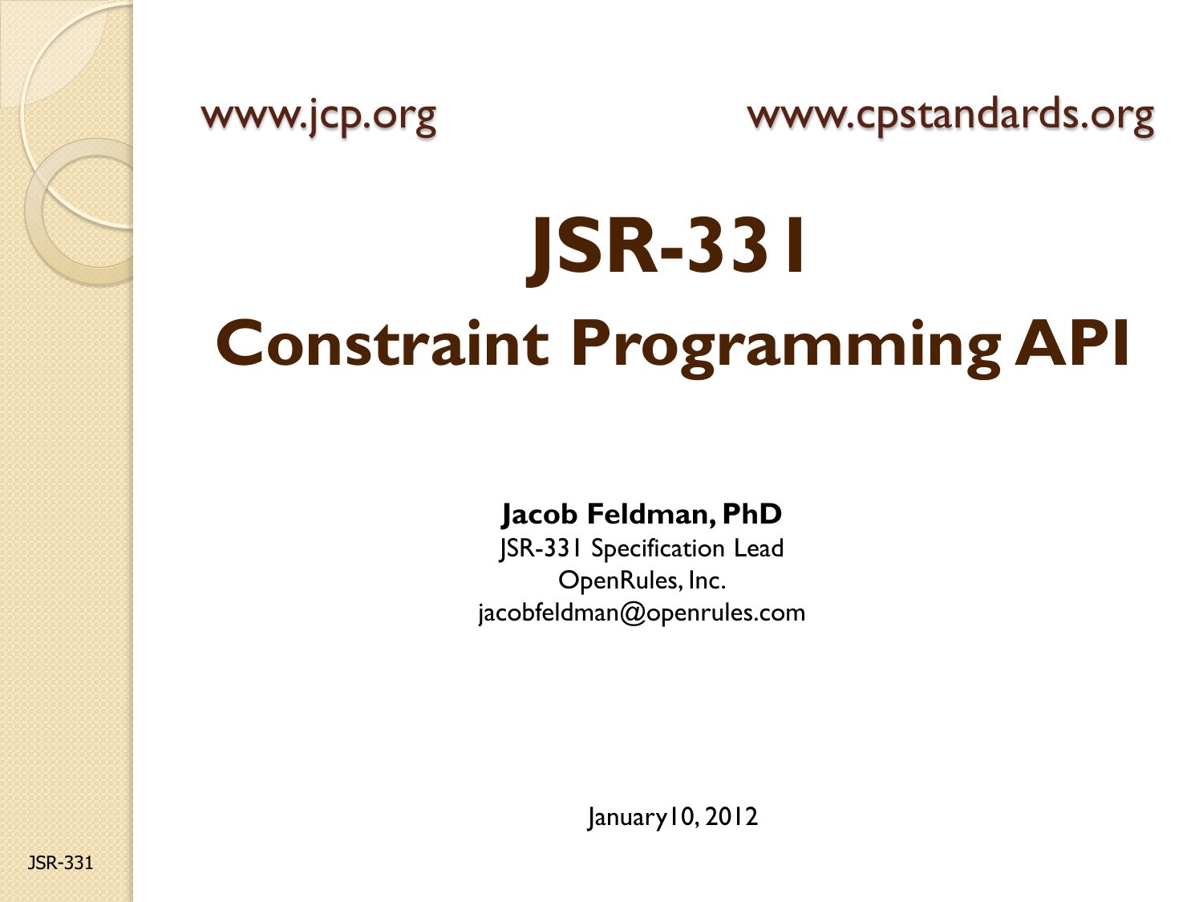www.jcp.org www.cpstandards.org

# JSR-331

# Constraint Programming API

**Jacob Feldman, PhD**
JSR-331 Specification Lead
OpenRules, Inc.
jacobfeldman@openrules.com

January10, 2012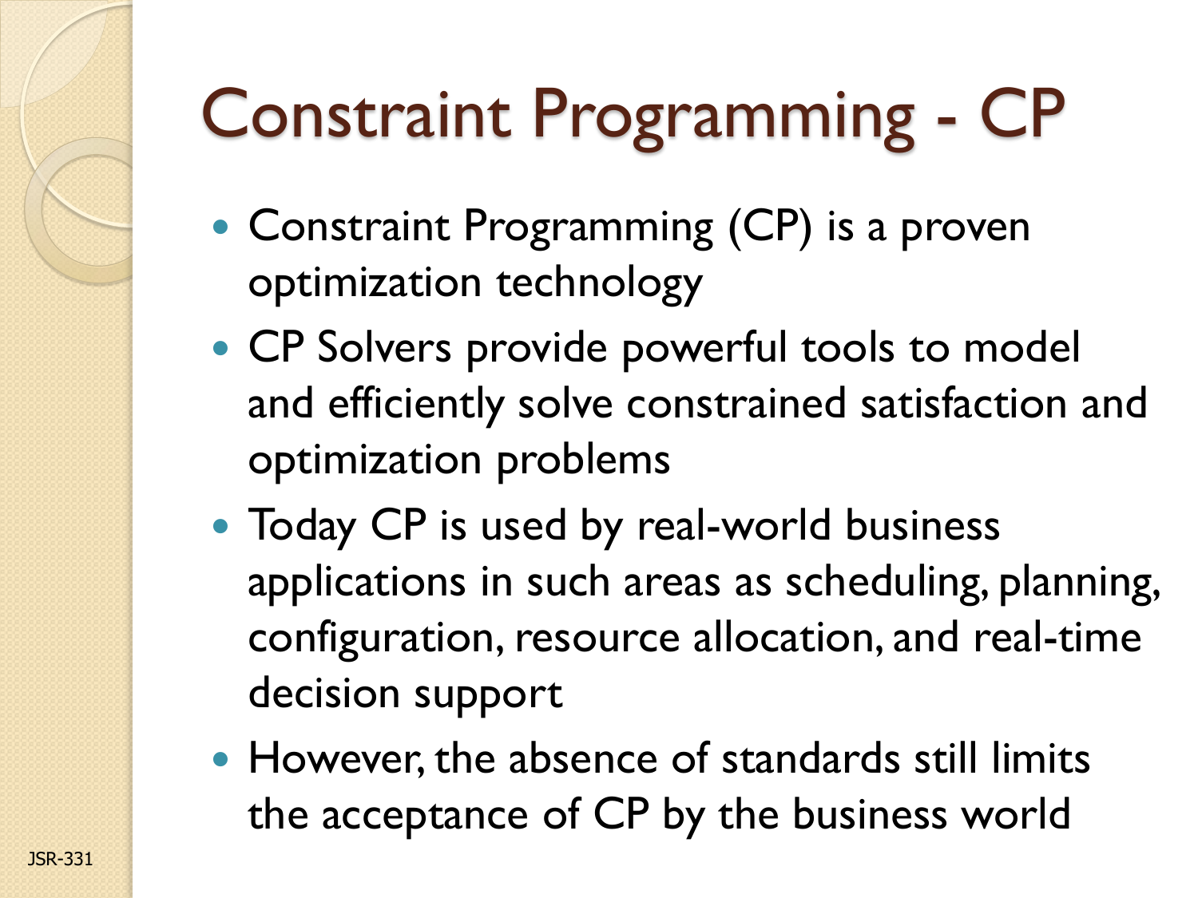# Constraint Programming - CP

- Constraint Programming (CP) is a proven optimization technology
- CP Solvers provide powerful tools to model and efficiently solve constrained satisfaction and optimization problems
- Today CP is used by real-world business applications in such areas as scheduling, planning, configuration, resource allocation, and real-time decision support
- However, the absence of standards still limits the acceptance of CP by the business world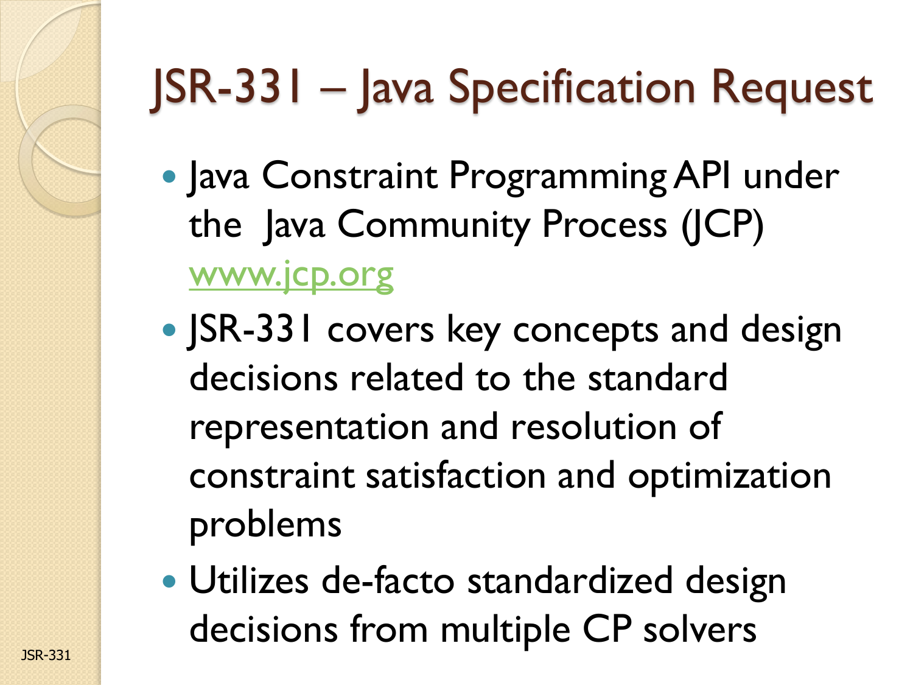# JSR-331 – Java Specification Request

- Java Constraint Programming API under the Java Community Process (JCP) www.jcp.org
- JSR-331 covers key concepts and design decisions related to the standard representation and resolution of constraint satisfaction and optimization problems
- Utilizes de-facto standardized design decisions from multiple CP solvers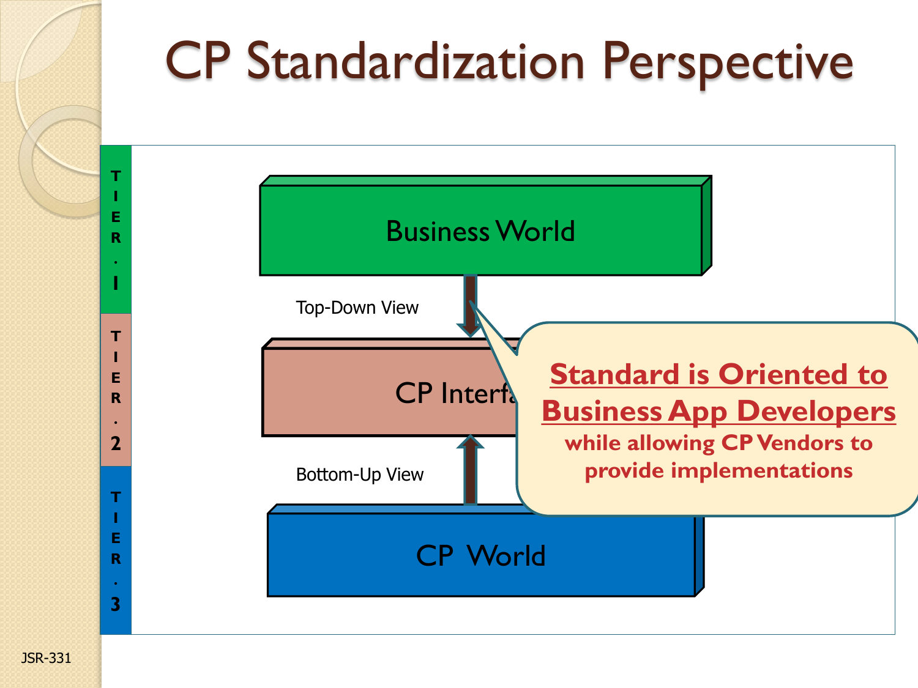# CP Standardization Perspective

TIER.1

TIER.2

TIER.3

Business World

Top-Down View

CP Interfa

Bottom-Up View

CP World

**Standard is Oriented to Business App Developers**

**while allowing CP Vendors to provide implementations**

JSR-331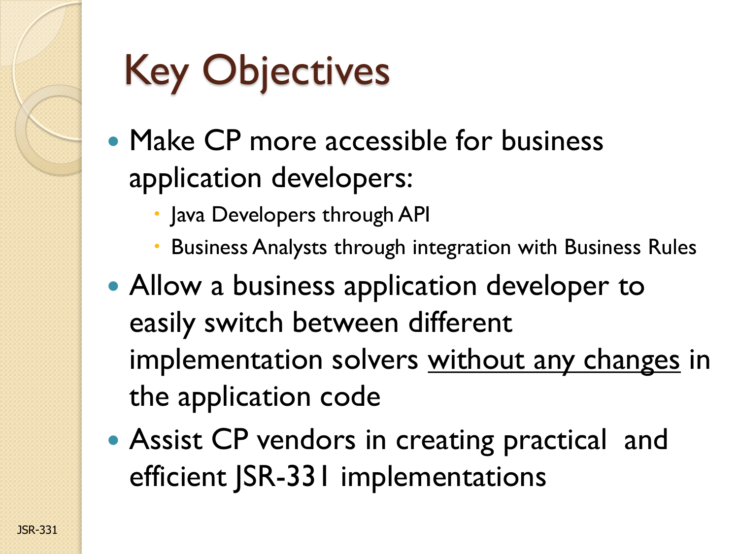# Key Objectives

- Make CP more accessible for business application developers:
  - Java Developers through API
  - Business Analysts through integration with Business Rules
- Allow a business application developer to easily switch between different implementation solvers <u>without any changes</u> in the application code
- Assist CP vendors in creating practical and efficient JSR-331 implementations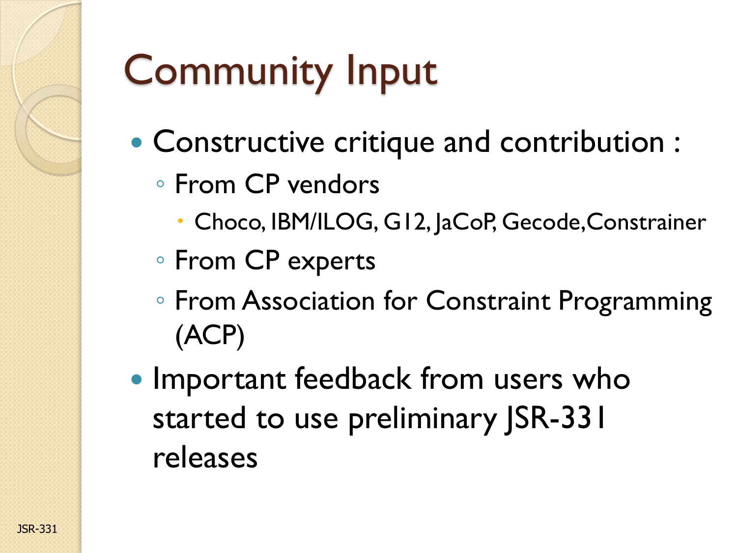# Community Input

- Constructive critique and contribution :
  - From CP vendors
    - Choco, IBM/ILOG, G12, JaCoP, Gecode,Constrainer
  - From CP experts
  - From Association for Constraint Programming (ACP)
- Important feedback from users who started to use preliminary JSR-331 releases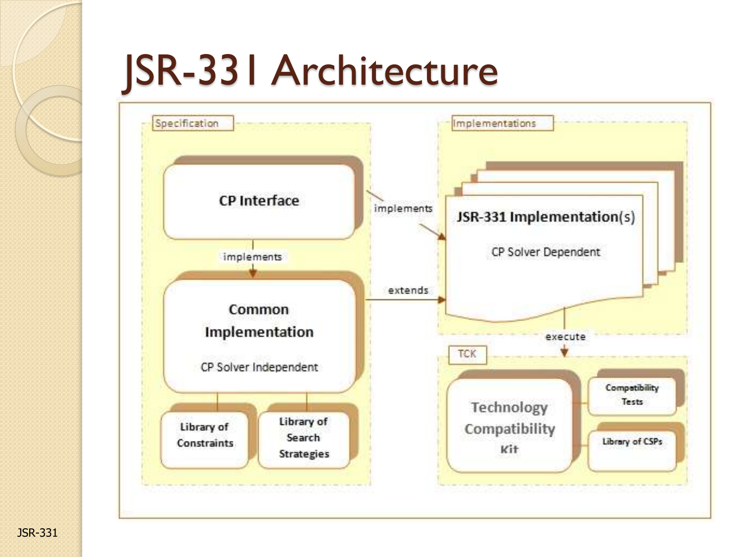# JSR-331 Architecture

Specification

CP Interface

implements

Common Implementation

CP Solver Independent

Library of Constraints

Library of Search Strategies

implements

extends

Implementations

JSR-331 Implementation(s)

CP Solver Dependent

execute

TCK

Technology Compatibility Kit

Compatibility Tests

Library of CSPs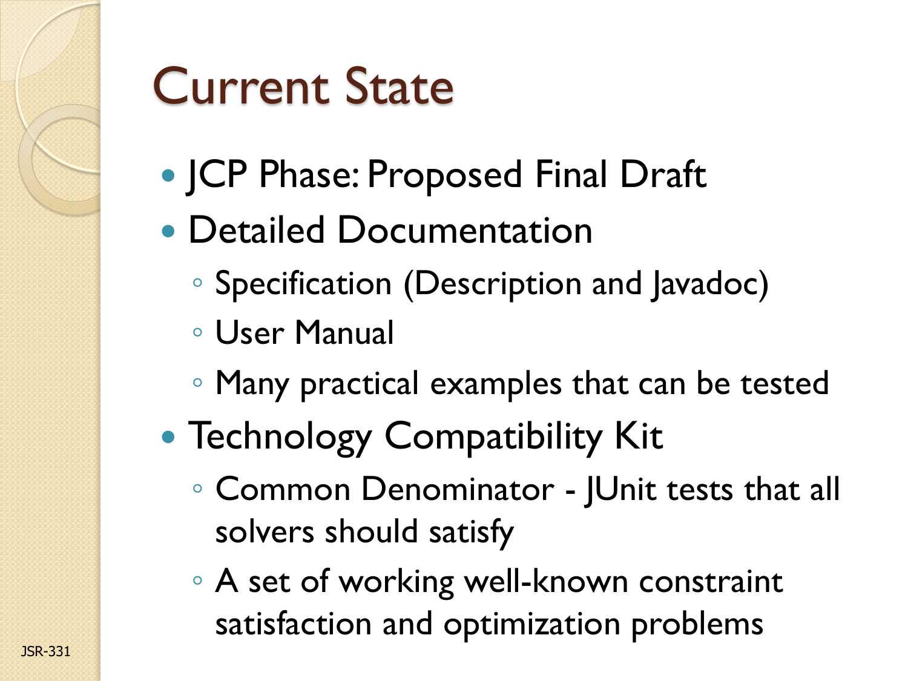# Current State

- JCP Phase: Proposed Final Draft
- Detailed Documentation
  - Specification (Description and Javadoc)
  - User Manual
  - Many practical examples that can be tested
- Technology Compatibility Kit
  - Common Denominator - JUnit tests that all solvers should satisfy
  - A set of working well-known constraint satisfaction and optimization problems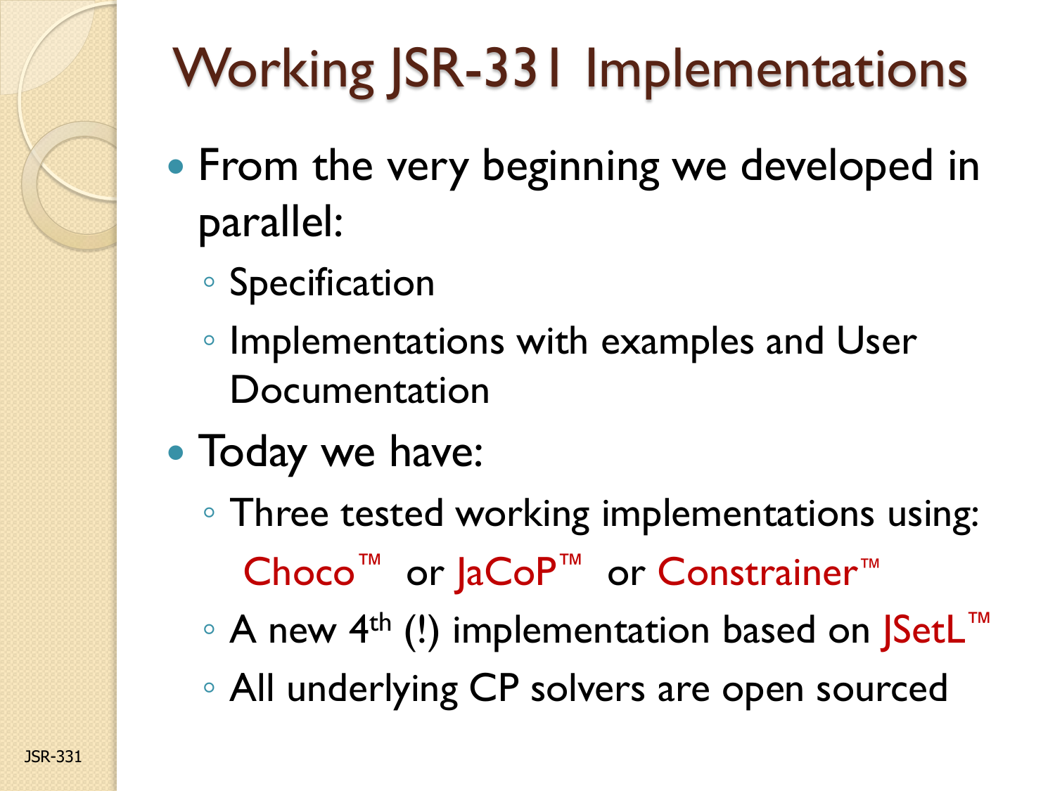# Working JSR-331 Implementations

- From the very beginning we developed in parallel:
  - Specification
  - Implementations with examples and User Documentation
- Today we have:
  - Three tested working implementations using:
    Choco™ or JaCoP™ or Constrainer™
  - A new 4th (!) implementation based on JSetL™
  - All underlying CP solvers are open sourced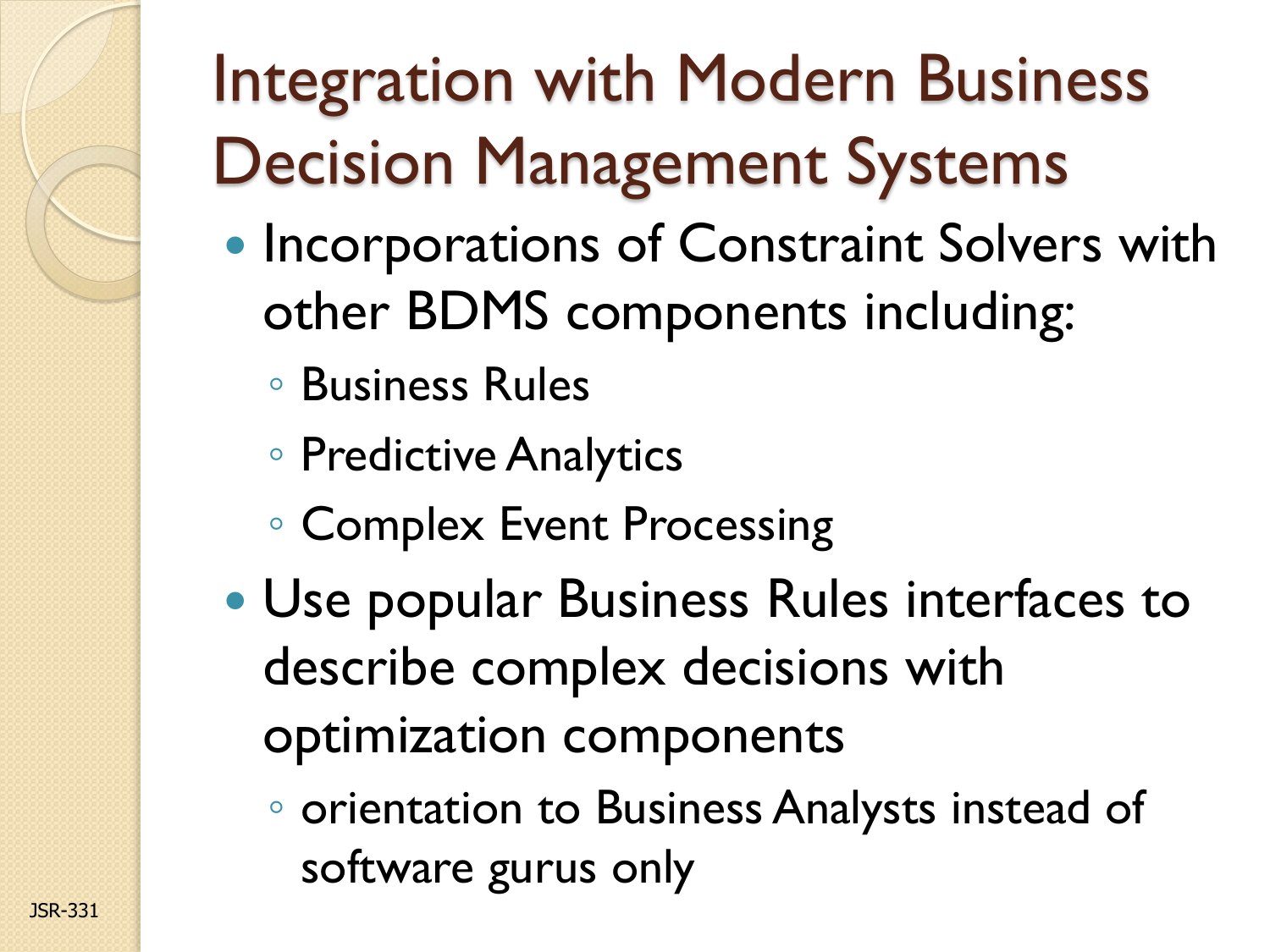# Integration with Modern Business Decision Management Systems

- Incorporations of Constraint Solvers with other BDMS components including:
  - Business Rules
  - Predictive Analytics
  - Complex Event Processing
- Use popular Business Rules interfaces to describe complex decisions with optimization components
  - orientation to Business Analysts instead of software gurus only